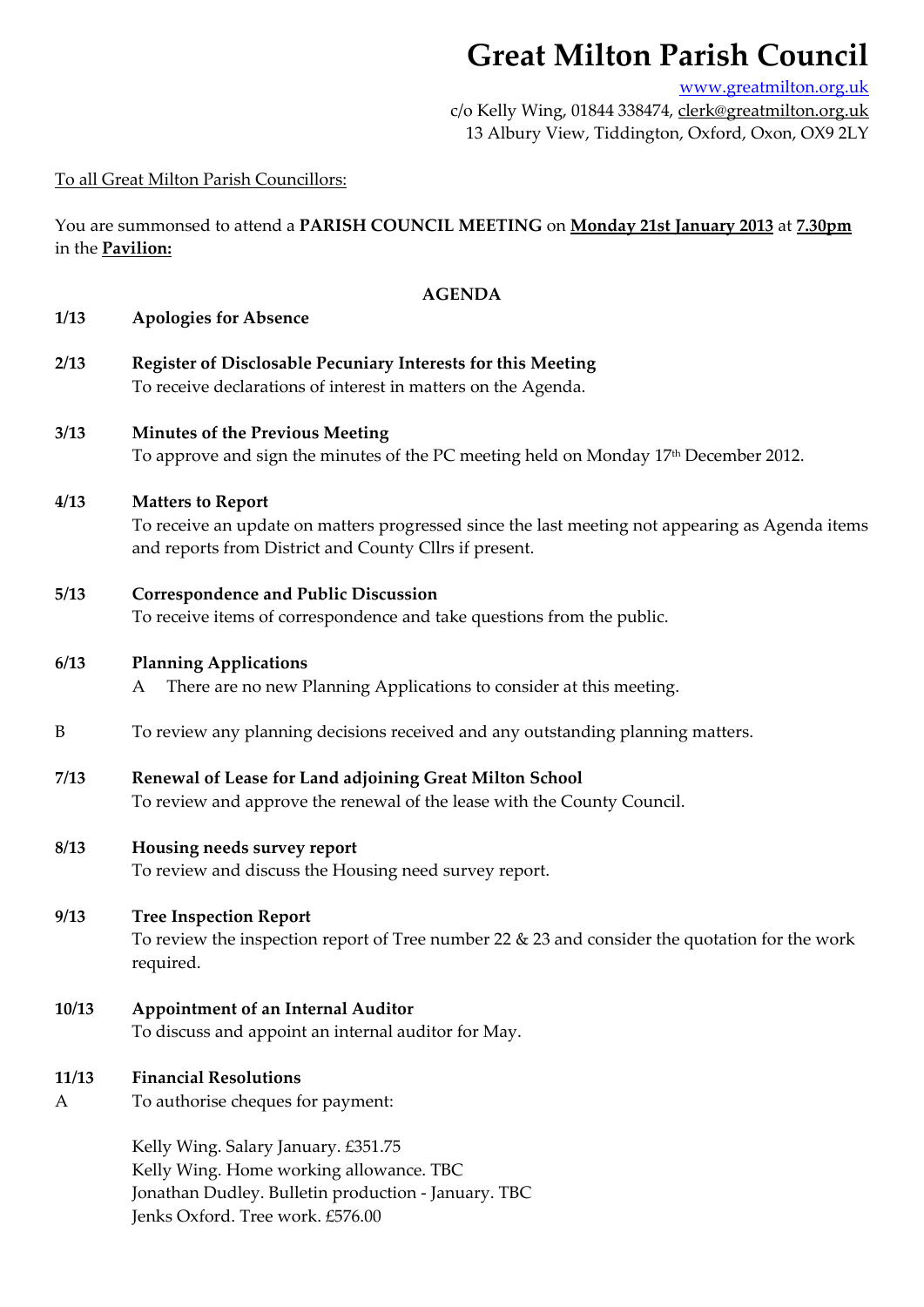# Great Milton Parish Council

www.greatmilton.org.uk
c/o Kelly Wing, 01844 338474, clerk@greatmilton.org.uk
13 Albury View, Tiddington, Oxford, Oxon, OX9 2LY

To all Great Milton Parish Councillors:

You are summonsed to attend a **PARISH COUNCIL MEETING** on **Monday 21st January 2013** at **7.30pm** in the **Pavilion:**

## AGENDA

**1/13 Apologies for Absence**

**2/13 Register of Disclosable Pecuniary Interests for this Meeting**
To receive declarations of interest in matters on the Agenda.

**3/13 Minutes of the Previous Meeting**
To approve and sign the minutes of the PC meeting held on Monday 17th December 2012.

**4/13 Matters to Report**
To receive an update on matters progressed since the last meeting not appearing as Agenda items and reports from District and County Cllrs if present.

**5/13 Correspondence and Public Discussion**
To receive items of correspondence and take questions from the public.

**6/13 Planning Applications**
A There are no new Planning Applications to consider at this meeting.

B To review any planning decisions received and any outstanding planning matters.

**7/13 Renewal of Lease for Land adjoining Great Milton School**
To review and approve the renewal of the lease with the County Council.

**8/13 Housing needs survey report**
To review and discuss the Housing need survey report.

**9/13 Tree Inspection Report**
To review the inspection report of Tree number 22 & 23 and consider the quotation for the work required.

**10/13 Appointment of an Internal Auditor**
To discuss and appoint an internal auditor for May.

**11/13 Financial Resolutions**
A To authorise cheques for payment:

Kelly Wing. Salary January. £351.75
Kelly Wing. Home working allowance. TBC
Jonathan Dudley. Bulletin production - January. TBC
Jenks Oxford. Tree work. £576.00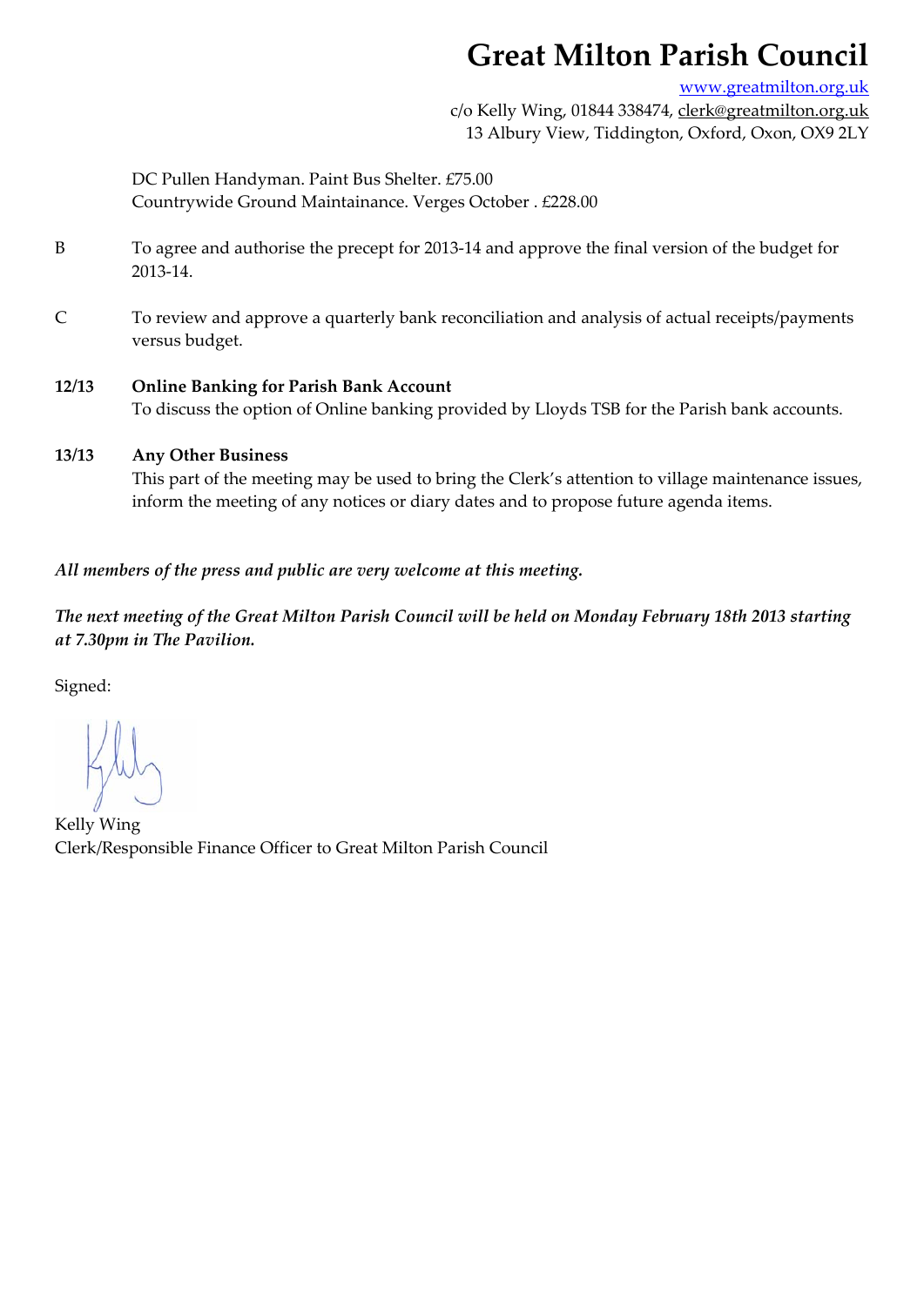# Great Milton Parish Council

www.greatmilton.org.uk
c/o Kelly Wing, 01844 338474, clerk@greatmilton.org.uk
13 Albury View, Tiddington, Oxford, Oxon, OX9 2LY

DC Pullen Handyman. Paint Bus Shelter. £75.00
Countrywide Ground Maintainance. Verges October . £228.00

B To agree and authorise the precept for 2013-14 and approve the final version of the budget for 2013-14.

C To review and approve a quarterly bank reconciliation and analysis of actual receipts/payments versus budget.

**12/13 Online Banking for Parish Bank Account**
To discuss the option of Online banking provided by Lloyds TSB for the Parish bank accounts.

**13/13 Any Other Business**
This part of the meeting may be used to bring the Clerk's attention to village maintenance issues, inform the meeting of any notices or diary dates and to propose future agenda items.

***All members of the press and public are very welcome at this meeting.***

***The next meeting of the Great Milton Parish Council will be held on Monday February 18th 2013 starting at 7.30pm in The Pavilion.***

Signed:

Kelly Wing
Clerk/Responsible Finance Officer to Great Milton Parish Council